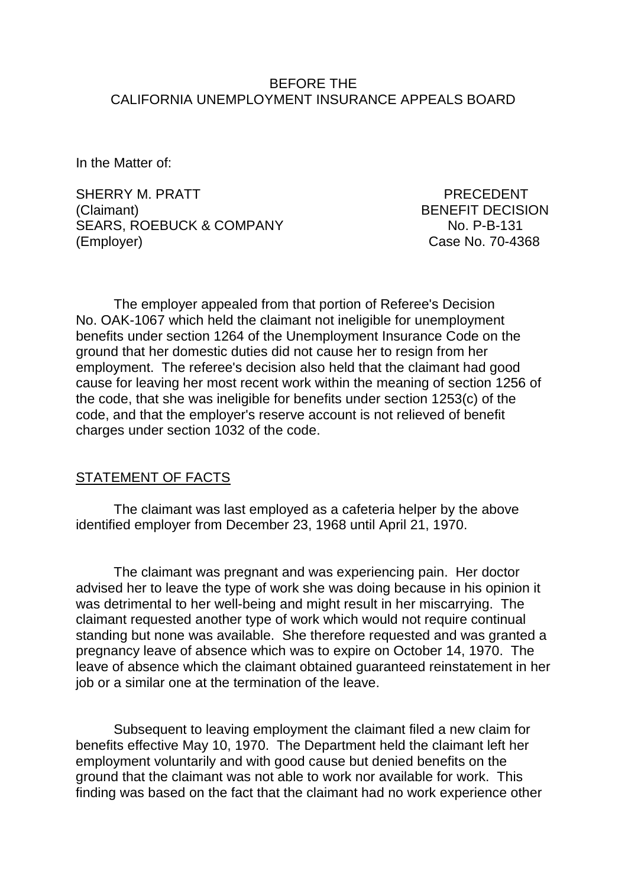BEFORE THE
CALIFORNIA UNEMPLOYMENT INSURANCE APPEALS BOARD

In the Matter of:

| | |
|---|---|
| SHERRY M. PRATT (Claimant) | PRECEDENT BENEFIT DECISION |
| SEARS, ROEBUCK & COMPANY (Employer) | No. P-B-131 Case No. 70-4368 |

The employer appealed from that portion of Referee's Decision No. OAK-1067 which held the claimant not ineligible for unemployment benefits under section 1264 of the Unemployment Insurance Code on the ground that her domestic duties did not cause her to resign from her employment. The referee's decision also held that the claimant had good cause for leaving her most recent work within the meaning of section 1256 of the code, that she was ineligible for benefits under section 1253(c) of the code, and that the employer's reserve account is not relieved of benefit charges under section 1032 of the code.

## STATEMENT OF FACTS

The claimant was last employed as a cafeteria helper by the above identified employer from December 23, 1968 until April 21, 1970.

The claimant was pregnant and was experiencing pain. Her doctor advised her to leave the type of work she was doing because in his opinion it was detrimental to her well-being and might result in her miscarrying. The claimant requested another type of work which would not require continual standing but none was available. She therefore requested and was granted a pregnancy leave of absence which was to expire on October 14, 1970. The leave of absence which the claimant obtained guaranteed reinstatement in her job or a similar one at the termination of the leave.

Subsequent to leaving employment the claimant filed a new claim for benefits effective May 10, 1970. The Department held the claimant left her employment voluntarily and with good cause but denied benefits on the ground that the claimant was not able to work nor available for work. This finding was based on the fact that the claimant had no work experience other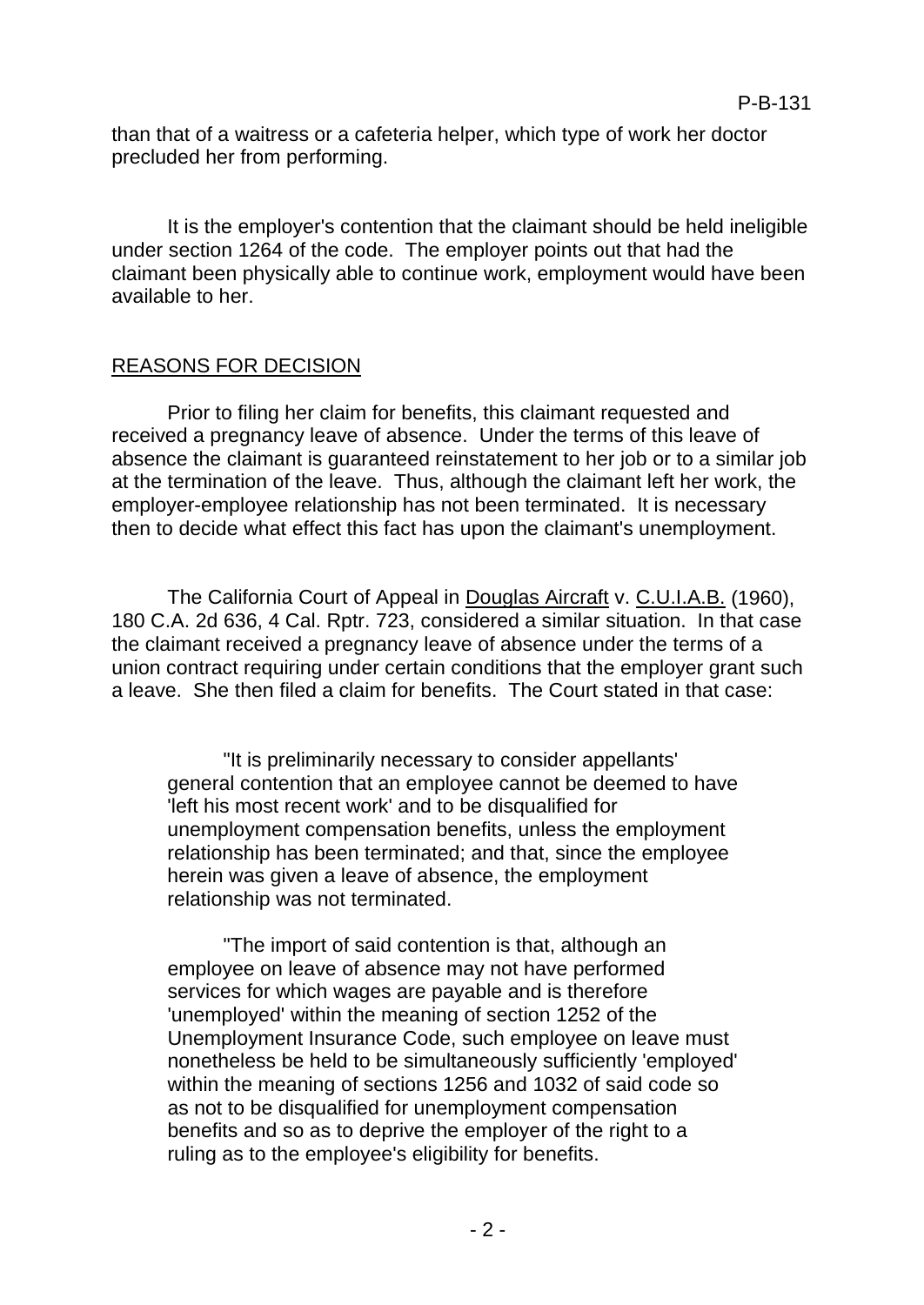than that of a waitress or a cafeteria helper, which type of work her doctor precluded her from performing.

It is the employer's contention that the claimant should be held ineligible under section 1264 of the code. The employer points out that had the claimant been physically able to continue work, employment would have been available to her.

## REASONS FOR DECISION

Prior to filing her claim for benefits, this claimant requested and received a pregnancy leave of absence. Under the terms of this leave of absence the claimant is guaranteed reinstatement to her job or to a similar job at the termination of the leave. Thus, although the claimant left her work, the employer-employee relationship has not been terminated. It is necessary then to decide what effect this fact has upon the claimant's unemployment.

The California Court of Appeal in Douglas Aircraft v. C.U.I.A.B. (1960), 180 C.A. 2d 636, 4 Cal. Rptr. 723, considered a similar situation. In that case the claimant received a pregnancy leave of absence under the terms of a union contract requiring under certain conditions that the employer grant such a leave. She then filed a claim for benefits. The Court stated in that case:

> "It is preliminarily necessary to consider appellants' general contention that an employee cannot be deemed to have 'left his most recent work' and to be disqualified for unemployment compensation benefits, unless the employment relationship has been terminated; and that, since the employee herein was given a leave of absence, the employment relationship was not terminated.
>
> "The import of said contention is that, although an employee on leave of absence may not have performed services for which wages are payable and is therefore 'unemployed' within the meaning of section 1252 of the Unemployment Insurance Code, such employee on leave must nonetheless be held to be simultaneously sufficiently 'employed' within the meaning of sections 1256 and 1032 of said code so as not to be disqualified for unemployment compensation benefits and so as to deprive the employer of the right to a ruling as to the employee's eligibility for benefits.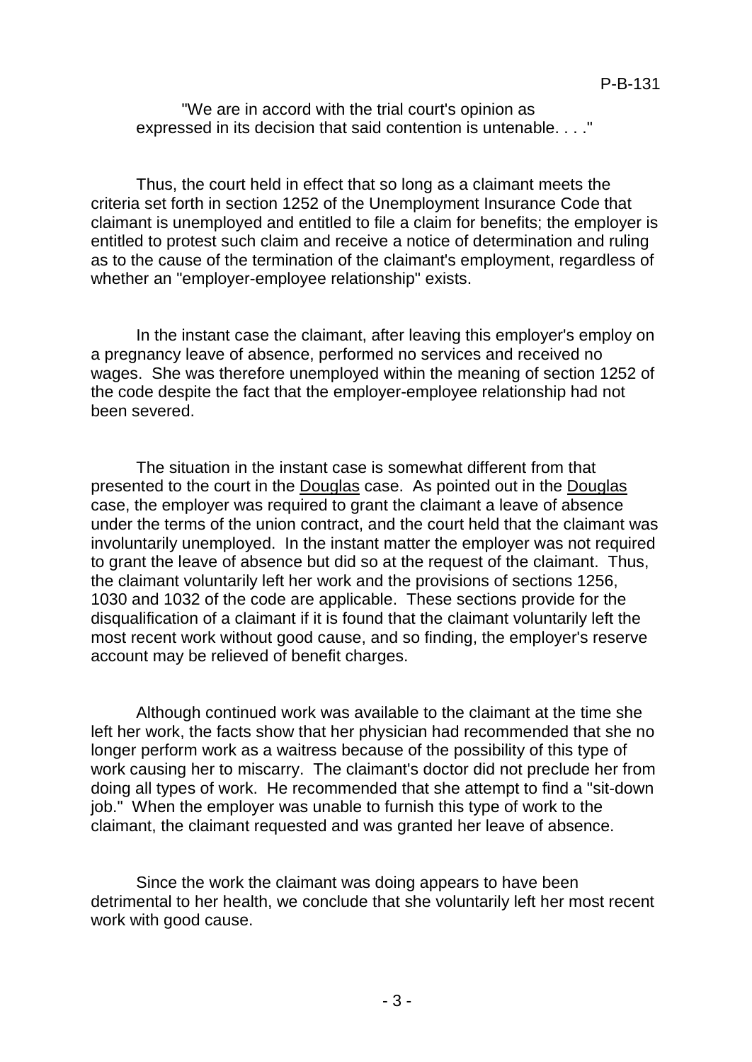> "We are in accord with the trial court's opinion as expressed in its decision that said contention is untenable. . . ."

Thus, the court held in effect that so long as a claimant meets the criteria set forth in section 1252 of the Unemployment Insurance Code that claimant is unemployed and entitled to file a claim for benefits; the employer is entitled to protest such claim and receive a notice of determination and ruling as to the cause of the termination of the claimant's employment, regardless of whether an "employer-employee relationship" exists.

In the instant case the claimant, after leaving this employer's employ on a pregnancy leave of absence, performed no services and received no wages. She was therefore unemployed within the meaning of section 1252 of the code despite the fact that the employer-employee relationship had not been severed.

The situation in the instant case is somewhat different from that presented to the court in the Douglas case. As pointed out in the Douglas case, the employer was required to grant the claimant a leave of absence under the terms of the union contract, and the court held that the claimant was involuntarily unemployed. In the instant matter the employer was not required to grant the leave of absence but did so at the request of the claimant. Thus, the claimant voluntarily left her work and the provisions of sections 1256, 1030 and 1032 of the code are applicable. These sections provide for the disqualification of a claimant if it is found that the claimant voluntarily left the most recent work without good cause, and so finding, the employer's reserve account may be relieved of benefit charges.

Although continued work was available to the claimant at the time she left her work, the facts show that her physician had recommended that she no longer perform work as a waitress because of the possibility of this type of work causing her to miscarry. The claimant's doctor did not preclude her from doing all types of work. He recommended that she attempt to find a "sit-down job." When the employer was unable to furnish this type of work to the claimant, the claimant requested and was granted her leave of absence.

Since the work the claimant was doing appears to have been detrimental to her health, we conclude that she voluntarily left her most recent work with good cause.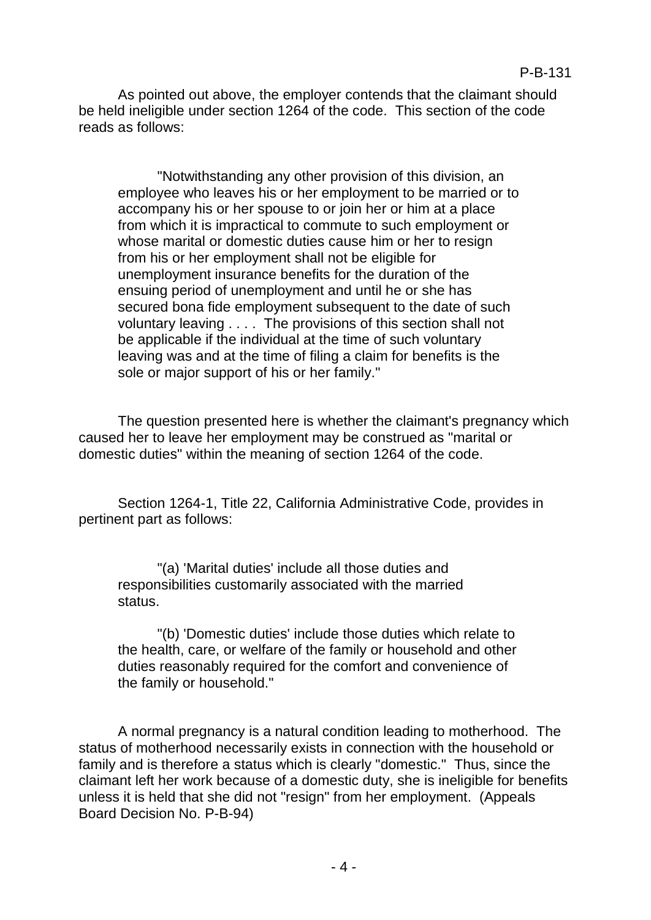As pointed out above, the employer contends that the claimant should be held ineligible under section 1264 of the code. This section of the code reads as follows:

> "Notwithstanding any other provision of this division, an employee who leaves his or her employment to be married or to accompany his or her spouse to or join her or him at a place from which it is impractical to commute to such employment or whose marital or domestic duties cause him or her to resign from his or her employment shall not be eligible for unemployment insurance benefits for the duration of the ensuing period of unemployment and until he or she has secured bona fide employment subsequent to the date of such voluntary leaving . . . . The provisions of this section shall not be applicable if the individual at the time of such voluntary leaving was and at the time of filing a claim for benefits is the sole or major support of his or her family."

The question presented here is whether the claimant's pregnancy which caused her to leave her employment may be construed as "marital or domestic duties" within the meaning of section 1264 of the code.

Section 1264-1, Title 22, California Administrative Code, provides in pertinent part as follows:

> "(a) 'Marital duties' include all those duties and responsibilities customarily associated with the married status.
>
> "(b) 'Domestic duties' include those duties which relate to the health, care, or welfare of the family or household and other duties reasonably required for the comfort and convenience of the family or household."

A normal pregnancy is a natural condition leading to motherhood. The status of motherhood necessarily exists in connection with the household or family and is therefore a status which is clearly "domestic." Thus, since the claimant left her work because of a domestic duty, she is ineligible for benefits unless it is held that she did not "resign" from her employment. (Appeals Board Decision No. P-B-94)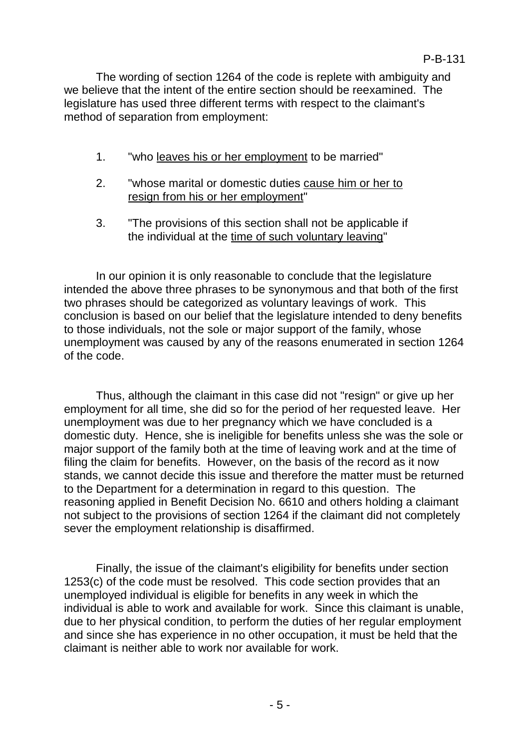The wording of section 1264 of the code is replete with ambiguity and we believe that the intent of the entire section should be reexamined. The legislature has used three different terms with respect to the claimant's method of separation from employment:

1. "who <u>leaves his or her employment</u> to be married"

2. "whose marital or domestic duties <u>cause him or her to resign from his or her employment</u>"

3. "The provisions of this section shall not be applicable if the individual at the <u>time of such voluntary leaving</u>"

In our opinion it is only reasonable to conclude that the legislature intended the above three phrases to be synonymous and that both of the first two phrases should be categorized as voluntary leavings of work. This conclusion is based on our belief that the legislature intended to deny benefits to those individuals, not the sole or major support of the family, whose unemployment was caused by any of the reasons enumerated in section 1264 of the code.

Thus, although the claimant in this case did not "resign" or give up her employment for all time, she did so for the period of her requested leave. Her unemployment was due to her pregnancy which we have concluded is a domestic duty. Hence, she is ineligible for benefits unless she was the sole or major support of the family both at the time of leaving work and at the time of filing the claim for benefits. However, on the basis of the record as it now stands, we cannot decide this issue and therefore the matter must be returned to the Department for a determination in regard to this question. The reasoning applied in Benefit Decision No. 6610 and others holding a claimant not subject to the provisions of section 1264 if the claimant did not completely sever the employment relationship is disaffirmed.

Finally, the issue of the claimant's eligibility for benefits under section 1253(c) of the code must be resolved. This code section provides that an unemployed individual is eligible for benefits in any week in which the individual is able to work and available for work. Since this claimant is unable, due to her physical condition, to perform the duties of her regular employment and since she has experience in no other occupation, it must be held that the claimant is neither able to work nor available for work.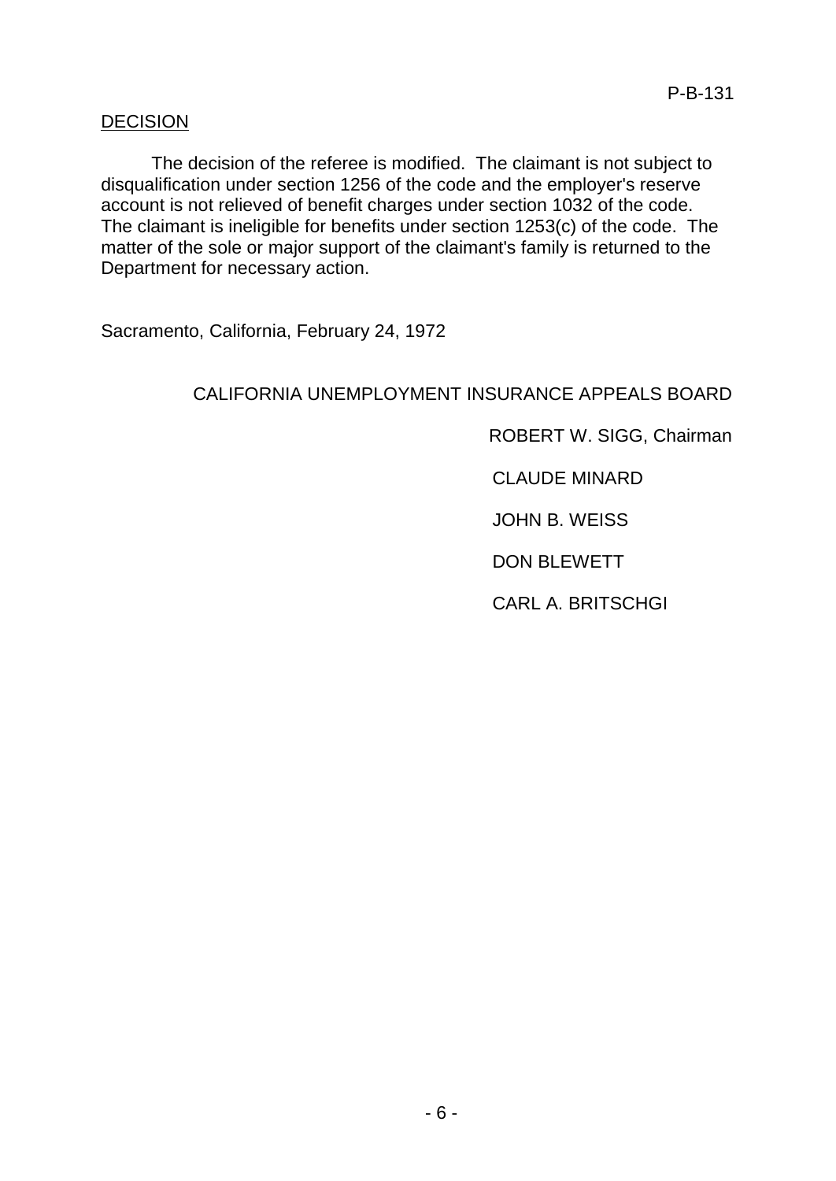## DECISION

The decision of the referee is modified. The claimant is not subject to disqualification under section 1256 of the code and the employer's reserve account is not relieved of benefit charges under section 1032 of the code. The claimant is ineligible for benefits under section 1253(c) of the code. The matter of the sole or major support of the claimant's family is returned to the Department for necessary action.

Sacramento, California, February 24, 1972

CALIFORNIA UNEMPLOYMENT INSURANCE APPEALS BOARD

ROBERT W. SIGG, Chairman

CLAUDE MINARD

JOHN B. WEISS

DON BLEWETT

CARL A. BRITSCHGI